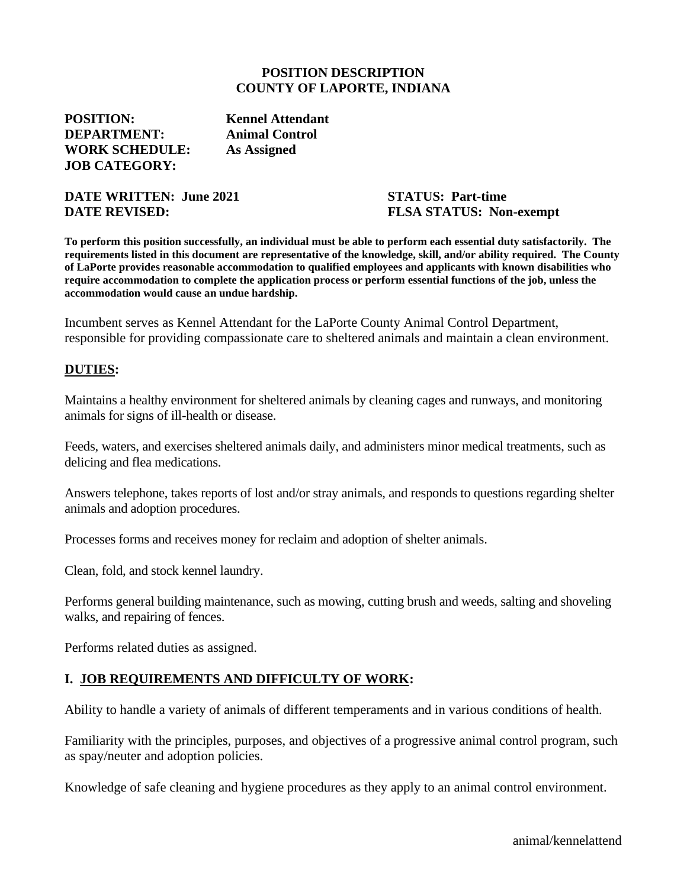**POSITION DESCRIPTION**
**COUNTY OF LAPORTE, INDIANA**

**POSITION:** Kennel Attendant
**DEPARTMENT:** Animal Control
**WORK SCHEDULE:** As Assigned
**JOB CATEGORY:**

**DATE WRITTEN:** June 2021
**DATE REVISED:**

**STATUS:** Part-time
**FLSA STATUS:** Non-exempt

**To perform this position successfully, an individual must be able to perform each essential duty satisfactorily. The requirements listed in this document are representative of the knowledge, skill, and/or ability required. The County of LaPorte provides reasonable accommodation to qualified employees and applicants with known disabilities who require accommodation to complete the application process or perform essential functions of the job, unless the accommodation would cause an undue hardship.**

Incumbent serves as Kennel Attendant for the LaPorte County Animal Control Department, responsible for providing compassionate care to sheltered animals and maintain a clean environment.

## DUTIES:

Maintains a healthy environment for sheltered animals by cleaning cages and runways, and monitoring animals for signs of ill-health or disease.

Feeds, waters, and exercises sheltered animals daily, and administers minor medical treatments, such as delicing and flea medications.

Answers telephone, takes reports of lost and/or stray animals, and responds to questions regarding shelter animals and adoption procedures.

Processes forms and receives money for reclaim and adoption of shelter animals.

Clean, fold, and stock kennel laundry.

Performs general building maintenance, such as mowing, cutting brush and weeds, salting and shoveling walks, and repairing of fences.

Performs related duties as assigned.

## I. JOB REQUIREMENTS AND DIFFICULTY OF WORK:

Ability to handle a variety of animals of different temperaments and in various conditions of health.

Familiarity with the principles, purposes, and objectives of a progressive animal control program, such as spay/neuter and adoption policies.

Knowledge of safe cleaning and hygiene procedures as they apply to an animal control environment.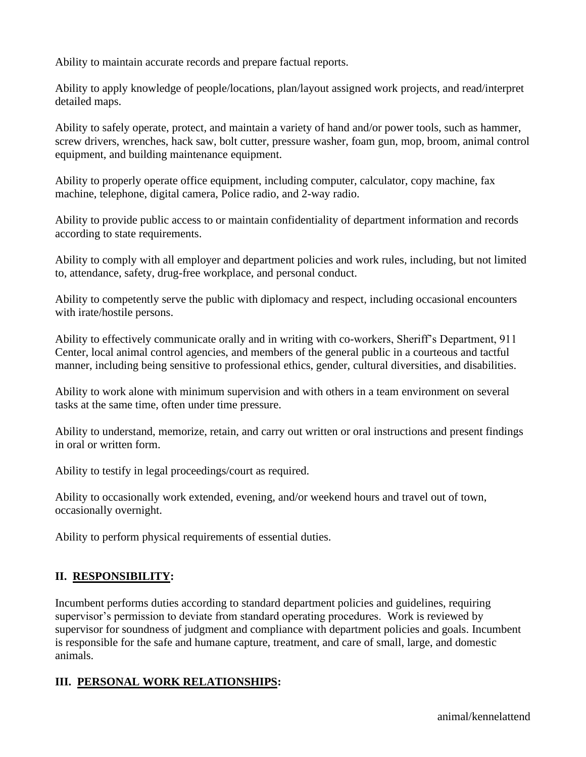Ability to maintain accurate records and prepare factual reports.

Ability to apply knowledge of people/locations, plan/layout assigned work projects, and read/interpret detailed maps.

Ability to safely operate, protect, and maintain a variety of hand and/or power tools, such as hammer, screw drivers, wrenches, hack saw, bolt cutter, pressure washer, foam gun, mop, broom, animal control equipment, and building maintenance equipment.

Ability to properly operate office equipment, including computer, calculator, copy machine, fax machine, telephone, digital camera, Police radio, and 2-way radio.

Ability to provide public access to or maintain confidentiality of department information and records according to state requirements.

Ability to comply with all employer and department policies and work rules, including, but not limited to, attendance, safety, drug-free workplace, and personal conduct.

Ability to competently serve the public with diplomacy and respect, including occasional encounters with irate/hostile persons.

Ability to effectively communicate orally and in writing with co-workers, Sheriff's Department, 911 Center, local animal control agencies, and members of the general public in a courteous and tactful manner, including being sensitive to professional ethics, gender, cultural diversities, and disabilities.

Ability to work alone with minimum supervision and with others in a team environment on several tasks at the same time, often under time pressure.

Ability to understand, memorize, retain, and carry out written or oral instructions and present findings in oral or written form.

Ability to testify in legal proceedings/court as required.

Ability to occasionally work extended, evening, and/or weekend hours and travel out of town, occasionally overnight.

Ability to perform physical requirements of essential duties.

## II. RESPONSIBILITY:

Incumbent performs duties according to standard department policies and guidelines, requiring supervisor's permission to deviate from standard operating procedures. Work is reviewed by supervisor for soundness of judgment and compliance with department policies and goals. Incumbent is responsible for the safe and humane capture, treatment, and care of small, large, and domestic animals.

## III. PERSONAL WORK RELATIONSHIPS: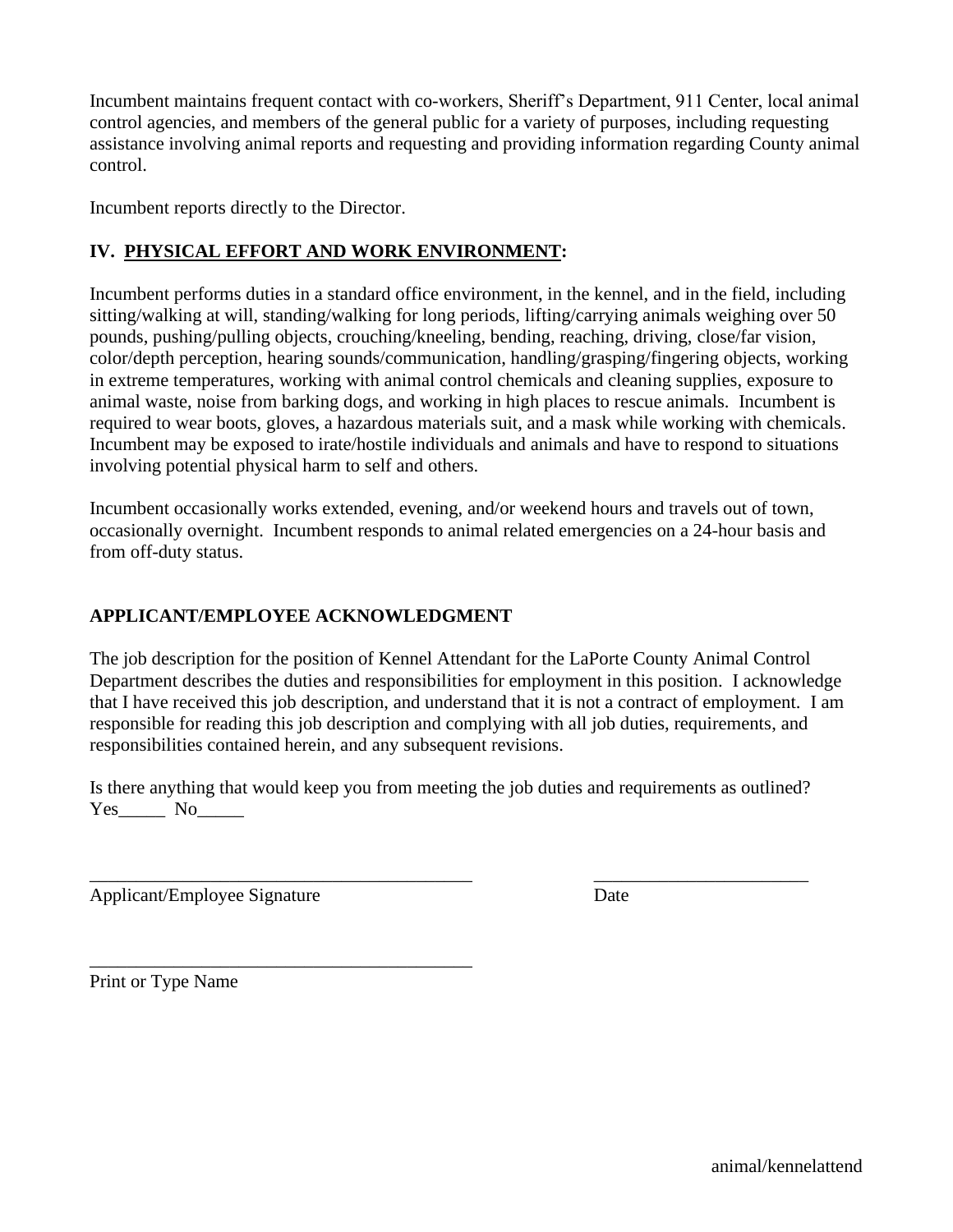Incumbent maintains frequent contact with co-workers, Sheriff's Department, 911 Center, local animal control agencies, and members of the general public for a variety of purposes, including requesting assistance involving animal reports and requesting and providing information regarding County animal control.

Incumbent reports directly to the Director.

## IV. PHYSICAL EFFORT AND WORK ENVIRONMENT:

Incumbent performs duties in a standard office environment, in the kennel, and in the field, including sitting/walking at will, standing/walking for long periods, lifting/carrying animals weighing over 50 pounds, pushing/pulling objects, crouching/kneeling, bending, reaching, driving, close/far vision, color/depth perception, hearing sounds/communication, handling/grasping/fingering objects, working in extreme temperatures, working with animal control chemicals and cleaning supplies, exposure to animal waste, noise from barking dogs, and working in high places to rescue animals. Incumbent is required to wear boots, gloves, a hazardous materials suit, and a mask while working with chemicals. Incumbent may be exposed to irate/hostile individuals and animals and have to respond to situations involving potential physical harm to self and others.

Incumbent occasionally works extended, evening, and/or weekend hours and travels out of town, occasionally overnight. Incumbent responds to animal related emergencies on a 24-hour basis and from off-duty status.

## APPLICANT/EMPLOYEE ACKNOWLEDGMENT

The job description for the position of Kennel Attendant for the LaPorte County Animal Control Department describes the duties and responsibilities for employment in this position. I acknowledge that I have received this job description, and understand that it is not a contract of employment. I am responsible for reading this job description and complying with all job duties, requirements, and responsibilities contained herein, and any subsequent revisions.

Is there anything that would keep you from meeting the job duties and requirements as outlined?
Yes_____ No_____

\_\_\_\_\_\_\_\_\_\_\_\_\_\_\_\_\_\_\_\_\_\_\_\_\_\_\_\_\_\_\_\_\_\_\_\_\_\_\_\_\_\_ \_\_\_\_\_\_\_\_\_\_\_\_\_\_\_\_\_\_\_\_\_\_\_\_
Applicant/Employee Signature Date

\_\_\_\_\_\_\_\_\_\_\_\_\_\_\_\_\_\_\_\_\_\_\_\_\_\_\_\_\_\_\_\_\_\_\_\_\_\_\_\_\_\_
Print or Type Name

animal/kennelattend